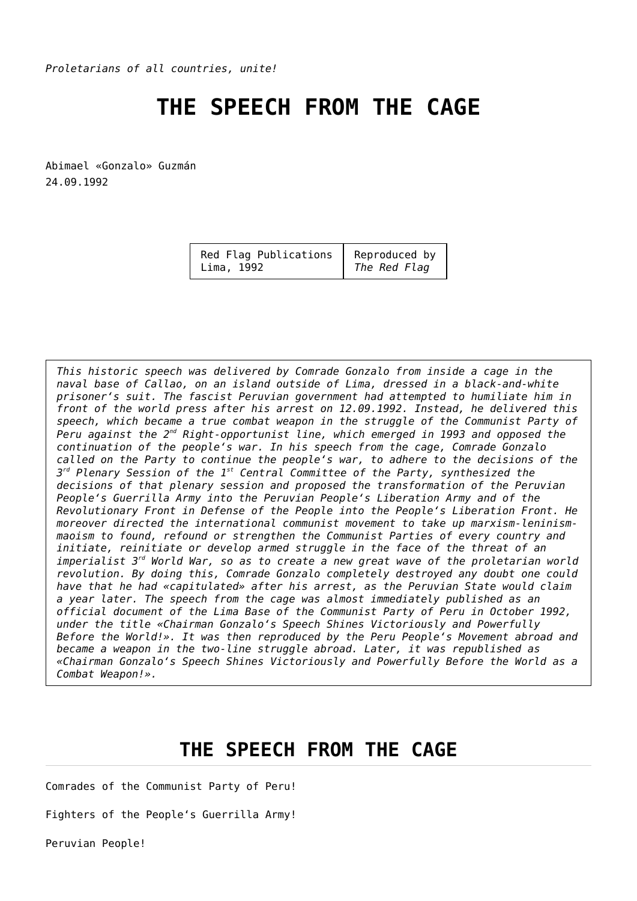*Proletarians of all countries, unite!*

# THE SPEECH FROM THE CAGE

Abimael «Gonzalo» Guzmán
24.09.1992

| | |
|---|---|
| Red Flag Publications Lima, 1992 | Reproduced by *The Red Flag* |

*This historic speech was delivered by Comrade Gonzalo from inside a cage in the naval base of Callao, on an island outside of Lima, dressed in a black-and-white prisoner's suit. The fascist Peruvian government had attempted to humiliate him in front of the world press after his arrest on 12.09.1992. Instead, he delivered this speech, which became a true combat weapon in the struggle of the Communist Party of Peru against the 2nd Right-opportunist line, which emerged in 1993 and opposed the continuation of the people's war. In his speech from the cage, Comrade Gonzalo called on the Party to continue the people's war, to adhere to the decisions of the 3rd Plenary Session of the 1st Central Committee of the Party, synthesized the decisions of that plenary session and proposed the transformation of the Peruvian People's Guerrilla Army into the Peruvian People's Liberation Army and of the Revolutionary Front in Defense of the People into the People's Liberation Front. He moreover directed the international communist movement to take up marxism-leninism-maoism to found, refound or strengthen the Communist Parties of every country and initiate, reinitiate or develop armed struggle in the face of the threat of an imperialist 3rd World War, so as to create a new great wave of the proletarian world revolution. By doing this, Comrade Gonzalo completely destroyed any doubt one could have that he had «capitulated» after his arrest, as the Peruvian State would claim a year later. The speech from the cage was almost immediately published as an official document of the Lima Base of the Communist Party of Peru in October 1992, under the title «Chairman Gonzalo's Speech Shines Victoriously and Powerfully Before the World!». It was then reproduced by the Peru People's Movement abroad and became a weapon in the two-line struggle abroad. Later, it was republished as «Chairman Gonzalo's Speech Shines Victoriously and Powerfully Before the World as a Combat Weapon!».*

## THE SPEECH FROM THE CAGE

Comrades of the Communist Party of Peru!

Fighters of the People's Guerrilla Army!

Peruvian People!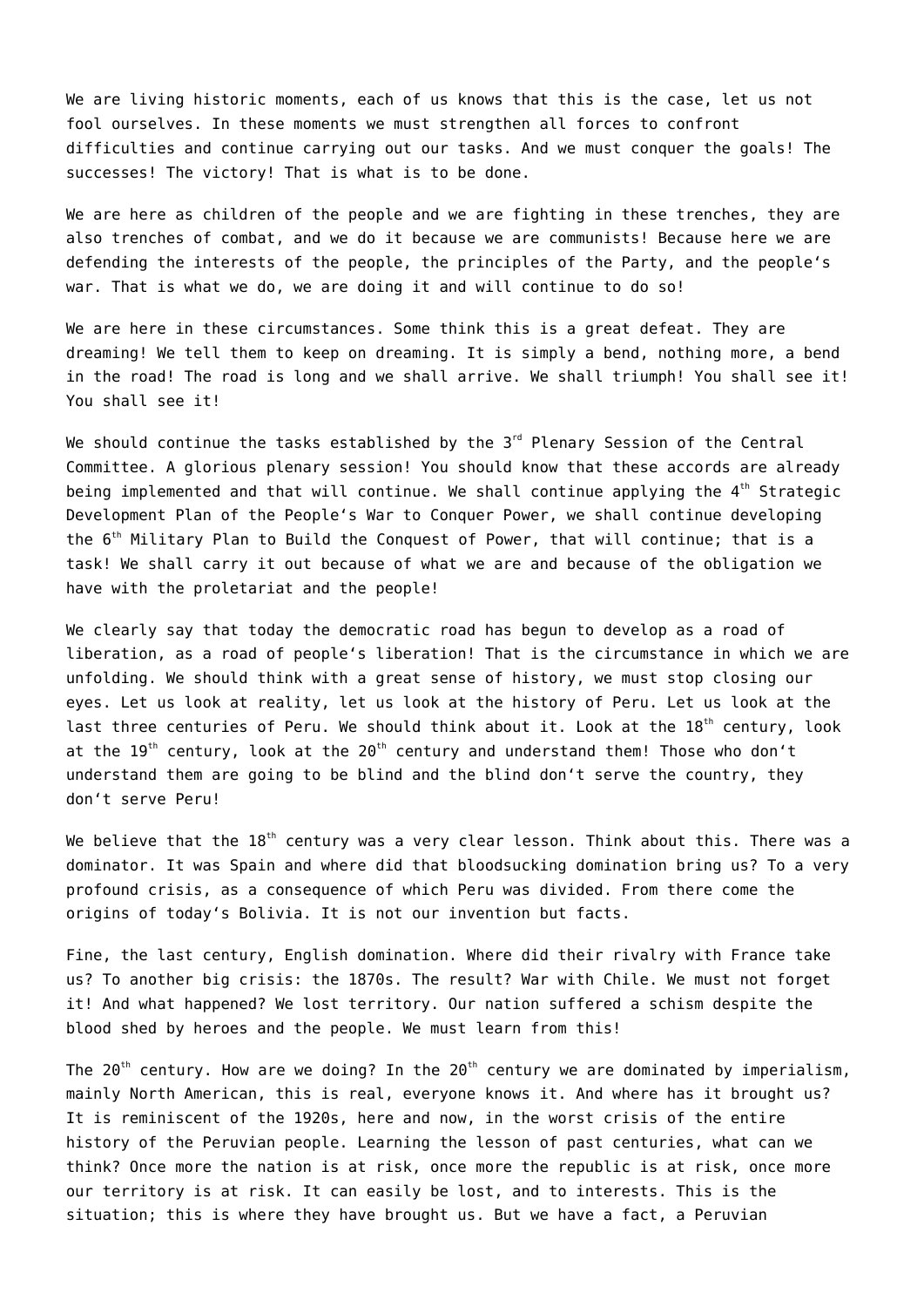We are living historic moments, each of us knows that this is the case, let us not fool ourselves. In these moments we must strengthen all forces to confront difficulties and continue carrying out our tasks. And we must conquer the goals! The successes! The victory! That is what is to be done.

We are here as children of the people and we are fighting in these trenches, they are also trenches of combat, and we do it because we are communists! Because here we are defending the interests of the people, the principles of the Party, and the people's war. That is what we do, we are doing it and will continue to do so!

We are here in these circumstances. Some think this is a great defeat. They are dreaming! We tell them to keep on dreaming. It is simply a bend, nothing more, a bend in the road! The road is long and we shall arrive. We shall triumph! You shall see it! You shall see it!

We should continue the tasks established by the 3rd Plenary Session of the Central Committee. A glorious plenary session! You should know that these accords are already being implemented and that will continue. We shall continue applying the 4th Strategic Development Plan of the People's War to Conquer Power, we shall continue developing the 6th Military Plan to Build the Conquest of Power, that will continue; that is a task! We shall carry it out because of what we are and because of the obligation we have with the proletariat and the people!

We clearly say that today the democratic road has begun to develop as a road of liberation, as a road of people's liberation! That is the circumstance in which we are unfolding. We should think with a great sense of history, we must stop closing our eyes. Let us look at reality, let us look at the history of Peru. Let us look at the last three centuries of Peru. We should think about it. Look at the 18th century, look at the 19th century, look at the 20th century and understand them! Those who don't understand them are going to be blind and the blind don't serve the country, they don't serve Peru!

We believe that the 18th century was a very clear lesson. Think about this. There was a dominator. It was Spain and where did that bloodsucking domination bring us? To a very profound crisis, as a consequence of which Peru was divided. From there come the origins of today's Bolivia. It is not our invention but facts.

Fine, the last century, English domination. Where did their rivalry with France take us? To another big crisis: the 1870s. The result? War with Chile. We must not forget it! And what happened? We lost territory. Our nation suffered a schism despite the blood shed by heroes and the people. We must learn from this!

The 20th century. How are we doing? In the 20th century we are dominated by imperialism, mainly North American, this is real, everyone knows it. And where has it brought us? It is reminiscent of the 1920s, here and now, in the worst crisis of the entire history of the Peruvian people. Learning the lesson of past centuries, what can we think? Once more the nation is at risk, once more the republic is at risk, once more our territory is at risk. It can easily be lost, and to interests. This is the situation; this is where they have brought us. But we have a fact, a Peruvian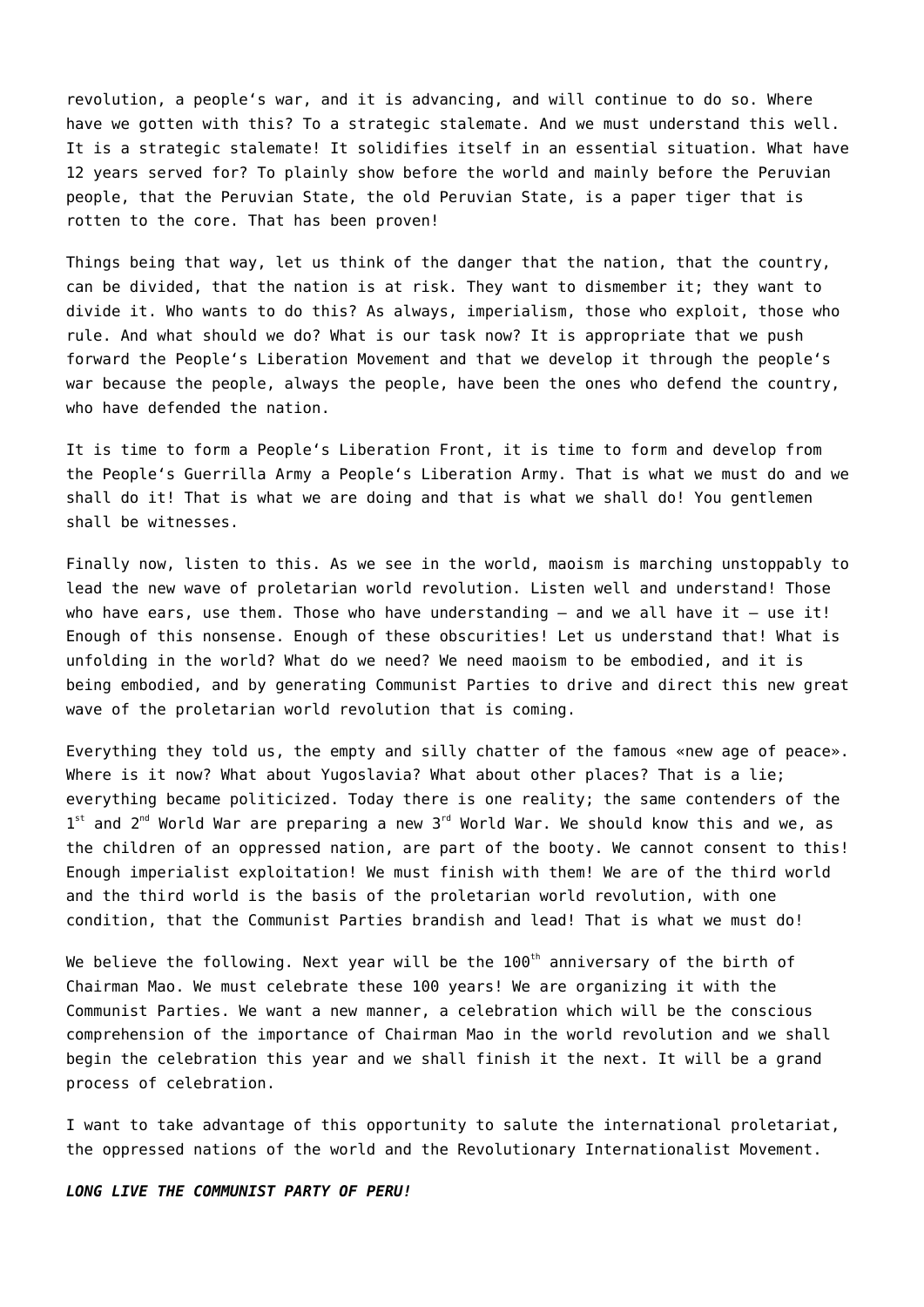revolution, a people's war, and it is advancing, and will continue to do so. Where have we gotten with this? To a strategic stalemate. And we must understand this well. It is a strategic stalemate! It solidifies itself in an essential situation. What have 12 years served for? To plainly show before the world and mainly before the Peruvian people, that the Peruvian State, the old Peruvian State, is a paper tiger that is rotten to the core. That has been proven!

Things being that way, let us think of the danger that the nation, that the country, can be divided, that the nation is at risk. They want to dismember it; they want to divide it. Who wants to do this? As always, imperialism, those who exploit, those who rule. And what should we do? What is our task now? It is appropriate that we push forward the People's Liberation Movement and that we develop it through the people's war because the people, always the people, have been the ones who defend the country, who have defended the nation.

It is time to form a People's Liberation Front, it is time to form and develop from the People's Guerrilla Army a People's Liberation Army. That is what we must do and we shall do it! That is what we are doing and that is what we shall do! You gentlemen shall be witnesses.

Finally now, listen to this. As we see in the world, maoism is marching unstoppably to lead the new wave of proletarian world revolution. Listen well and understand! Those who have ears, use them. Those who have understanding – and we all have it – use it! Enough of this nonsense. Enough of these obscurities! Let us understand that! What is unfolding in the world? What do we need? We need maoism to be embodied, and it is being embodied, and by generating Communist Parties to drive and direct this new great wave of the proletarian world revolution that is coming.

Everything they told us, the empty and silly chatter of the famous «new age of peace». Where is it now? What about Yugoslavia? What about other places? That is a lie; everything became politicized. Today there is one reality; the same contenders of the 1st and 2nd World War are preparing a new 3rd World War. We should know this and we, as the children of an oppressed nation, are part of the booty. We cannot consent to this! Enough imperialist exploitation! We must finish with them! We are of the third world and the third world is the basis of the proletarian world revolution, with one condition, that the Communist Parties brandish and lead! That is what we must do!

We believe the following. Next year will be the 100th anniversary of the birth of Chairman Mao. We must celebrate these 100 years! We are organizing it with the Communist Parties. We want a new manner, a celebration which will be the conscious comprehension of the importance of Chairman Mao in the world revolution and we shall begin the celebration this year and we shall finish it the next. It will be a grand process of celebration.

I want to take advantage of this opportunity to salute the international proletariat, the oppressed nations of the world and the Revolutionary Internationalist Movement.

***LONG LIVE THE COMMUNIST PARTY OF PERU!***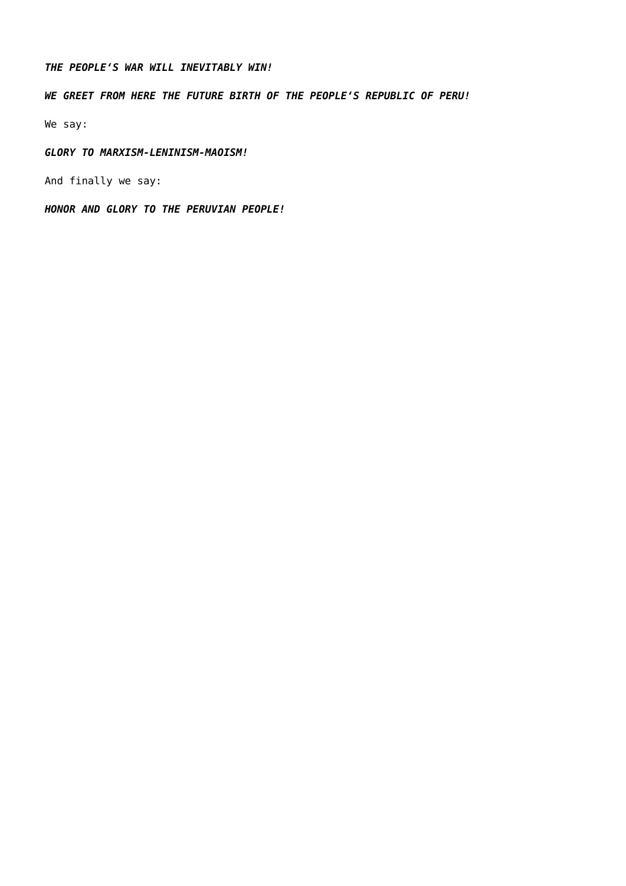***THE PEOPLE'S WAR WILL INEVITABLY WIN!***

***WE GREET FROM HERE THE FUTURE BIRTH OF THE PEOPLE'S REPUBLIC OF PERU!***

We say:

***GLORY TO MARXISM-LENINISM-MAOISM!***

And finally we say:

***HONOR AND GLORY TO THE PERUVIAN PEOPLE!***